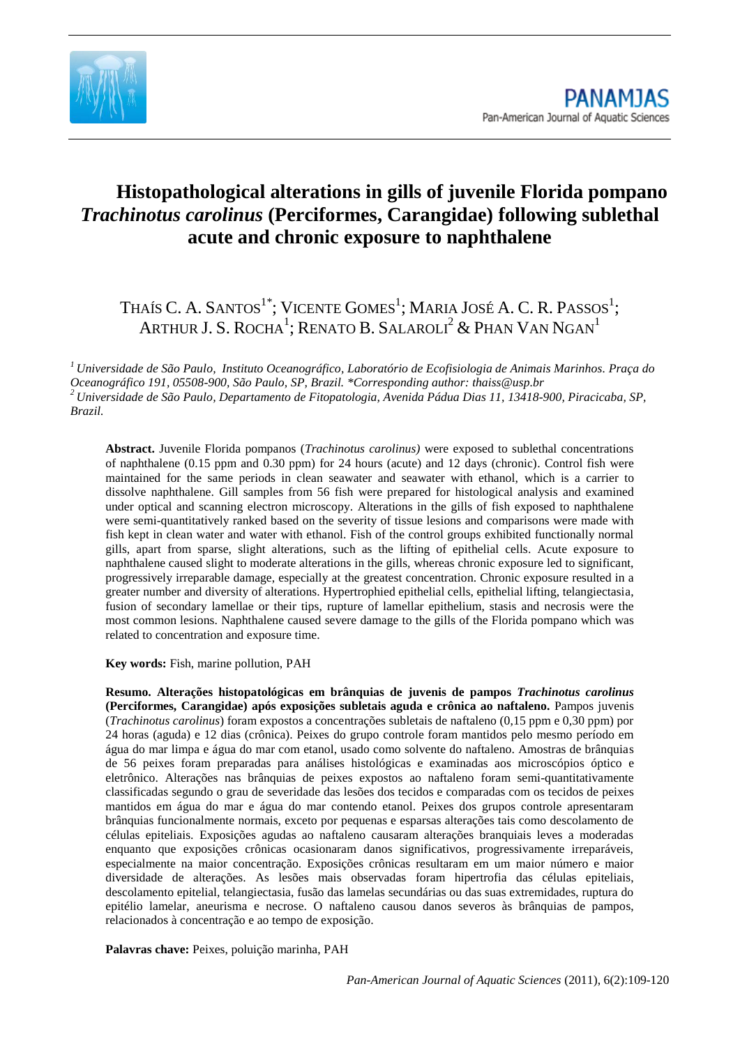# Histopathological alterations in gills of juvenile Florida pompano *Trachinotus carolinus* (Perciformes, Carangidae) following sublethal acute and chronic exposure to naphthalene

THAÍS C. A. SANTOS[1*]; VICENTE GOMES[1]; MARIA JOSÉ A. C. R. PASSOS[1]; ARTHUR J. S. ROCHA[1]; RENATO B. SALAROLI[2] & PHAN VAN NGAN[1]

[1] *Universidade de São Paulo, Instituto Oceanográfico, Laboratório de Ecofisiologia de Animais Marinhos. Praça do Oceanográfico 191, 05508-900, São Paulo, SP, Brazil. *Corresponding author: thaiss@usp.br*

[2] *Universidade de São Paulo, Departamento de Fitopatologia, Avenida Pádua Dias 11, 13418-900, Piracicaba, SP, Brazil.*

**Abstract.** Juvenile Florida pompanos (*Trachinotus carolinus)* were exposed to sublethal concentrations of naphthalene (0.15 ppm and 0.30 ppm) for 24 hours (acute) and 12 days (chronic). Control fish were maintained for the same periods in clean seawater and seawater with ethanol, which is a carrier to dissolve naphthalene. Gill samples from 56 fish were prepared for histological analysis and examined under optical and scanning electron microscopy. Alterations in the gills of fish exposed to naphthalene were semi-quantitatively ranked based on the severity of tissue lesions and comparisons were made with fish kept in clean water and water with ethanol. Fish of the control groups exhibited functionally normal gills, apart from sparse, slight alterations, such as the lifting of epithelial cells. Acute exposure to naphthalene caused slight to moderate alterations in the gills, whereas chronic exposure led to significant, progressively irreparable damage, especially at the greatest concentration. Chronic exposure resulted in a greater number and diversity of alterations. Hypertrophied epithelial cells, epithelial lifting, telangiectasia, fusion of secondary lamellae or their tips, rupture of lamellar epithelium, stasis and necrosis were the most common lesions. Naphthalene caused severe damage to the gills of the Florida pompano which was related to concentration and exposure time.

**Key words:** Fish, marine pollution, PAH

**Resumo. Alterações histopatológicas em brânquias de juvenis de pampos *Trachinotus carolinus* (Perciformes, Carangidae) após exposições subletais aguda e crônica ao naftaleno.** Pampos juvenis (*Trachinotus carolinus*) foram expostos a concentrações subletais de naftaleno (0,15 ppm e 0,30 ppm) por 24 horas (aguda) e 12 dias (crônica). Peixes do grupo controle foram mantidos pelo mesmo período em água do mar limpa e água do mar com etanol, usado como solvente do naftaleno. Amostras de brânquias de 56 peixes foram preparadas para análises histológicas e examinadas aos microscópios óptico e eletrônico. Alterações nas brânquias de peixes expostos ao naftaleno foram semi-quantitativamente classificadas segundo o grau de severidade das lesões dos tecidos e comparadas com os tecidos de peixes mantidos em água do mar e água do mar contendo etanol. Peixes dos grupos controle apresentaram brânquias funcionalmente normais, exceto por pequenas e esparsas alterações tais como descolamento de células epiteliais. Exposições agudas ao naftaleno causaram alterações branquiais leves a moderadas enquanto que exposições crônicas ocasionaram danos significativos, progressivamente irreparáveis, especialmente na maior concentração. Exposições crônicas resultaram em um maior número e maior diversidade de alterações. As lesões mais observadas foram hipertrofia das células epiteliais, descolamento epitelial, telangiectasia, fusão das lamelas secundárias ou das suas extremidades, ruptura do epitélio lamelar, aneurisma e necrose. O naftaleno causou danos severos às brânquias de pampos, relacionados à concentração e ao tempo de exposição.

**Palavras chave:** Peixes, poluição marinha, PAH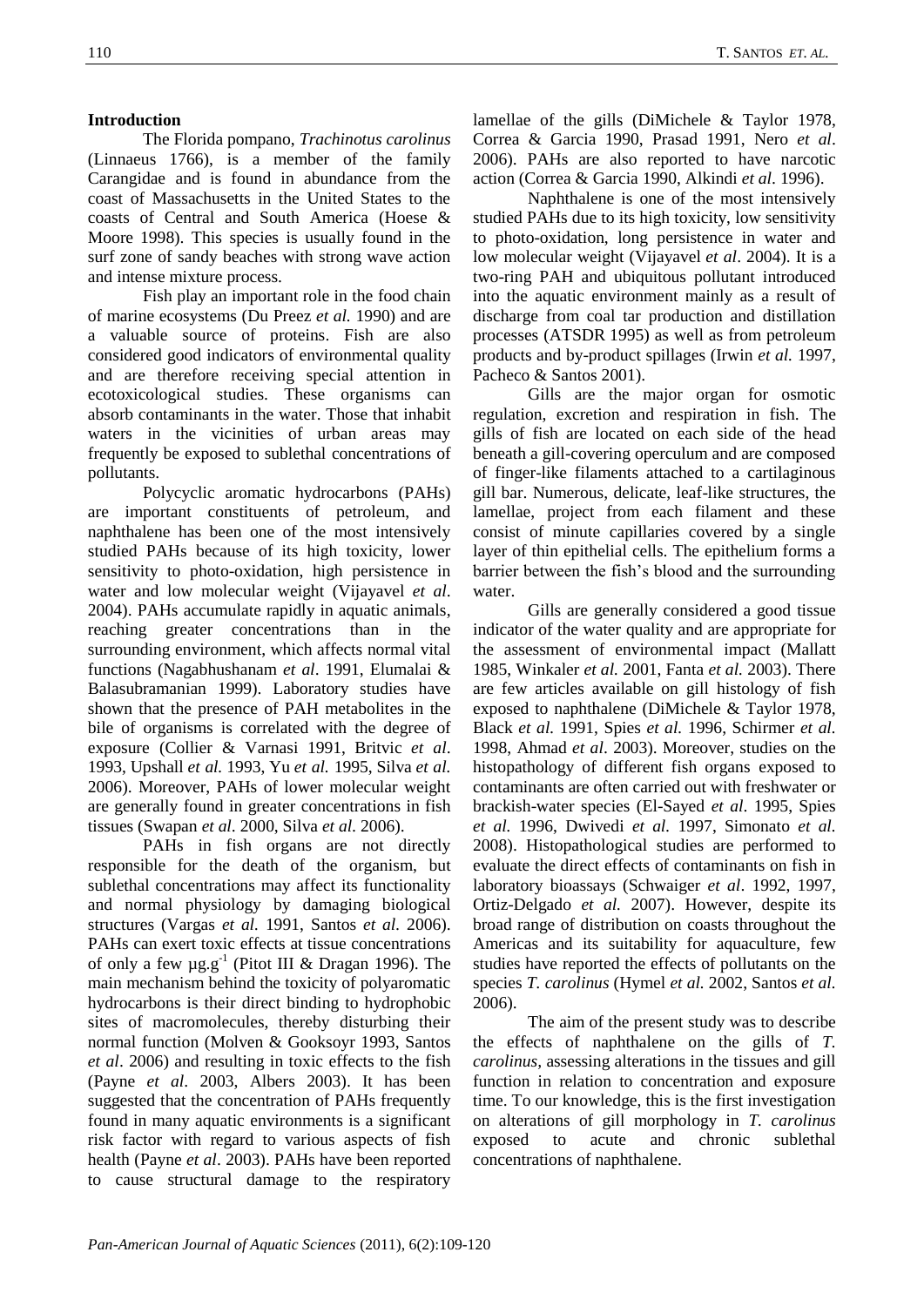## Introduction

The Florida pompano, *Trachinotus carolinus* (Linnaeus 1766), is a member of the family Carangidae and is found in abundance from the coast of Massachusetts in the United States to the coasts of Central and South America (Hoese & Moore 1998). This species is usually found in the surf zone of sandy beaches with strong wave action and intense mixture process.

Fish play an important role in the food chain of marine ecosystems (Du Preez *et al.* 1990) and are a valuable source of proteins. Fish are also considered good indicators of environmental quality and are therefore receiving special attention in ecotoxicological studies. These organisms can absorb contaminants in the water. Those that inhabit waters in the vicinities of urban areas may frequently be exposed to sublethal concentrations of pollutants.

Polycyclic aromatic hydrocarbons (PAHs) are important constituents of petroleum, and naphthalene has been one of the most intensively studied PAHs because of its high toxicity, lower sensitivity to photo-oxidation, high persistence in water and low molecular weight (Vijayavel *et al*. 2004). PAHs accumulate rapidly in aquatic animals, reaching greater concentrations than in the surrounding environment, which affects normal vital functions (Nagabhushanam *et al*. 1991, Elumalai & Balasubramanian 1999). Laboratory studies have shown that the presence of PAH metabolites in the bile of organisms is correlated with the degree of exposure (Collier & Varnasi 1991, Britvic *et al*. 1993, Upshall *et al.* 1993, Yu *et al.* 1995, Silva *et al.* 2006). Moreover, PAHs of lower molecular weight are generally found in greater concentrations in fish tissues (Swapan *et al*. 2000, Silva *et al*. 2006).

PAHs in fish organs are not directly responsible for the death of the organism, but sublethal concentrations may affect its functionality and normal physiology by damaging biological structures (Vargas *et al.* 1991, Santos *et al*. 2006). PAHs can exert toxic effects at tissue concentrations of only a few $\mu g.g^{-1}$ (Pitot III & Dragan 1996). The main mechanism behind the toxicity of polyaromatic hydrocarbons is their direct binding to hydrophobic sites of macromolecules, thereby disturbing their normal function (Molven & Gooksoyr 1993, Santos *et al*. 2006) and resulting in toxic effects to the fish (Payne *et al*. 2003, Albers 2003). It has been suggested that the concentration of PAHs frequently found in many aquatic environments is a significant risk factor with regard to various aspects of fish health (Payne *et al*. 2003). PAHs have been reported to cause structural damage to the respiratory lamellae of the gills (DiMichele & Taylor 1978, Correa & Garcia 1990, Prasad 1991, Nero *et al*. 2006). PAHs are also reported to have narcotic action (Correa & Garcia 1990, Alkindi *et al*. 1996).

Naphthalene is one of the most intensively studied PAHs due to its high toxicity, low sensitivity to photo-oxidation, long persistence in water and low molecular weight (Vijayavel *et al*. 2004). It is a two-ring PAH and ubiquitous pollutant introduced into the aquatic environment mainly as a result of discharge from coal tar production and distillation processes (ATSDR 1995) as well as from petroleum products and by-product spillages (Irwin *et al.* 1997, Pacheco & Santos 2001).

Gills are the major organ for osmotic regulation, excretion and respiration in fish. The gills of fish are located on each side of the head beneath a gill-covering operculum and are composed of finger-like filaments attached to a cartilaginous gill bar. Numerous, delicate, leaf-like structures, the lamellae, project from each filament and these consist of minute capillaries covered by a single layer of thin epithelial cells. The epithelium forms a barrier between the fish's blood and the surrounding water.

Gills are generally considered a good tissue indicator of the water quality and are appropriate for the assessment of environmental impact (Mallatt 1985, Winkaler *et al.* 2001, Fanta *et al.* 2003). There are few articles available on gill histology of fish exposed to naphthalene (DiMichele & Taylor 1978, Black *et al.* 1991, Spies *et al.* 1996, Schirmer *et al.* 1998, Ahmad *et al*. 2003). Moreover, studies on the histopathology of different fish organs exposed to contaminants are often carried out with freshwater or brackish-water species (El-Sayed *et al*. 1995, Spies *et al.* 1996, Dwivedi *et al.* 1997, Simonato *et al.* 2008). Histopathological studies are performed to evaluate the direct effects of contaminants on fish in laboratory bioassays (Schwaiger *et al*. 1992, 1997, Ortiz-Delgado *et al.* 2007). However, despite its broad range of distribution on coasts throughout the Americas and its suitability for aquaculture, few studies have reported the effects of pollutants on the species *T. carolinus* (Hymel *et al.* 2002, Santos *et al.* 2006).

The aim of the present study was to describe the effects of naphthalene on the gills of *T. carolinus*, assessing alterations in the tissues and gill function in relation to concentration and exposure time. To our knowledge, this is the first investigation on alterations of gill morphology in *T. carolinus* exposed to acute and chronic sublethal concentrations of naphthalene.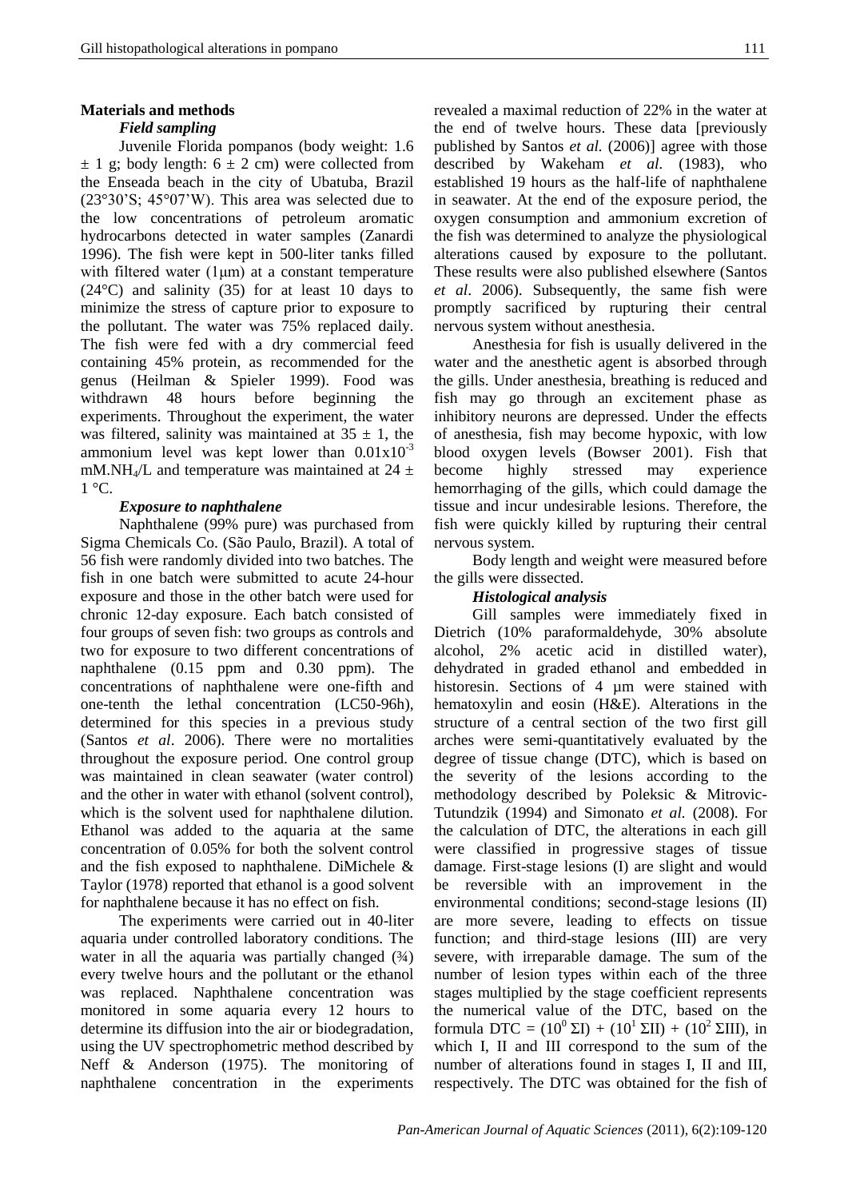## Materials and methods

### *Field sampling*

Juvenile Florida pompanos (body weight: 1.6 ± 1 g; body length: 6 ± 2 cm) were collected from the Enseada beach in the city of Ubatuba, Brazil (23°30'S; 45°07'W). This area was selected due to the low concentrations of petroleum aromatic hydrocarbons detected in water samples (Zanardi 1996). The fish were kept in 500-liter tanks filled with filtered water (1 µm) at a constant temperature (24°C) and salinity (35) for at least 10 days to minimize the stress of capture prior to exposure to the pollutant. The water was 75% replaced daily. The fish were fed with a dry commercial feed containing 45% protein, as recommended for the genus (Heilman & Spieler 1999). Food was withdrawn 48 hours before beginning the experiments. Throughout the experiment, the water was filtered, salinity was maintained at 35 ± 1, the ammonium level was kept lower than $0.01x10^{-3}$ mM.$NH_4$/L and temperature was maintained at 24 ± 1 °C.

### *Exposure to naphthalene*

Naphthalene (99% pure) was purchased from Sigma Chemicals Co. (São Paulo, Brazil). A total of 56 fish were randomly divided into two batches. The fish in one batch were submitted to acute 24-hour exposure and those in the other batch were used for chronic 12-day exposure. Each batch consisted of four groups of seven fish: two groups as controls and two for exposure to two different concentrations of naphthalene (0.15 ppm and 0.30 ppm). The concentrations of naphthalene were one-fifth and one-tenth the lethal concentration (LC50-96h), determined for this species in a previous study (Santos *et al*. 2006). There were no mortalities throughout the exposure period. One control group was maintained in clean seawater (water control) and the other in water with ethanol (solvent control), which is the solvent used for naphthalene dilution. Ethanol was added to the aquaria at the same concentration of 0.05% for both the solvent control and the fish exposed to naphthalene. DiMichele & Taylor (1978) reported that ethanol is a good solvent for naphthalene because it has no effect on fish.

The experiments were carried out in 40-liter aquaria under controlled laboratory conditions. The water in all the aquaria was partially changed (¾) every twelve hours and the pollutant or the ethanol was replaced. Naphthalene concentration was monitored in some aquaria every 12 hours to determine its diffusion into the air or biodegradation, using the UV spectrophometric method described by Neff & Anderson (1975). The monitoring of naphthalene concentration in the experiments revealed a maximal reduction of 22% in the water at the end of twelve hours. These data [previously published by Santos *et al.* (2006)] agree with those described by Wakeham *et al*. (1983), who established 19 hours as the half-life of naphthalene in seawater. At the end of the exposure period, the oxygen consumption and ammonium excretion of the fish was determined to analyze the physiological alterations caused by exposure to the pollutant. These results were also published elsewhere (Santos *et al*. 2006). Subsequently, the same fish were promptly sacrificed by rupturing their central nervous system without anesthesia.

Anesthesia for fish is usually delivered in the water and the anesthetic agent is absorbed through the gills. Under anesthesia, breathing is reduced and fish may go through an excitement phase as inhibitory neurons are depressed. Under the effects of anesthesia, fish may become hypoxic, with low blood oxygen levels (Bowser 2001). Fish that become highly stressed may experience hemorrhaging of the gills, which could damage the tissue and incur undesirable lesions. Therefore, the fish were quickly killed by rupturing their central nervous system.

Body length and weight were measured before the gills were dissected.

### *Histological analysis*

Gill samples were immediately fixed in Dietrich (10% paraformaldehyde, 30% absolute alcohol, 2% acetic acid in distilled water), dehydrated in graded ethanol and embedded in historesin. Sections of 4 µm were stained with hematoxylin and eosin (H&E). Alterations in the structure of a central section of the two first gill arches were semi-quantitatively evaluated by the degree of tissue change (DTC), which is based on the severity of the lesions according to the methodology described by Poleksic & Mitrovic-Tutundzik (1994) and Simonato *et al.* (2008). For the calculation of DTC, the alterations in each gill were classified in progressive stages of tissue damage. First-stage lesions (I) are slight and would be reversible with an improvement in the environmental conditions; second-stage lesions (II) are more severe, leading to effects on tissue function; and third-stage lesions (III) are very severe, with irreparable damage. The sum of the number of lesion types within each of the three stages multiplied by the stage coefficient represents the numerical value of the DTC, based on the formula $DTC = (10^0\ \Sigma I) + (10^1\ \Sigma II) + (10^2\ \Sigma III)$, in which I, II and III correspond to the sum of the number of alterations found in stages I, II and III, respectively. The DTC was obtained for the fish of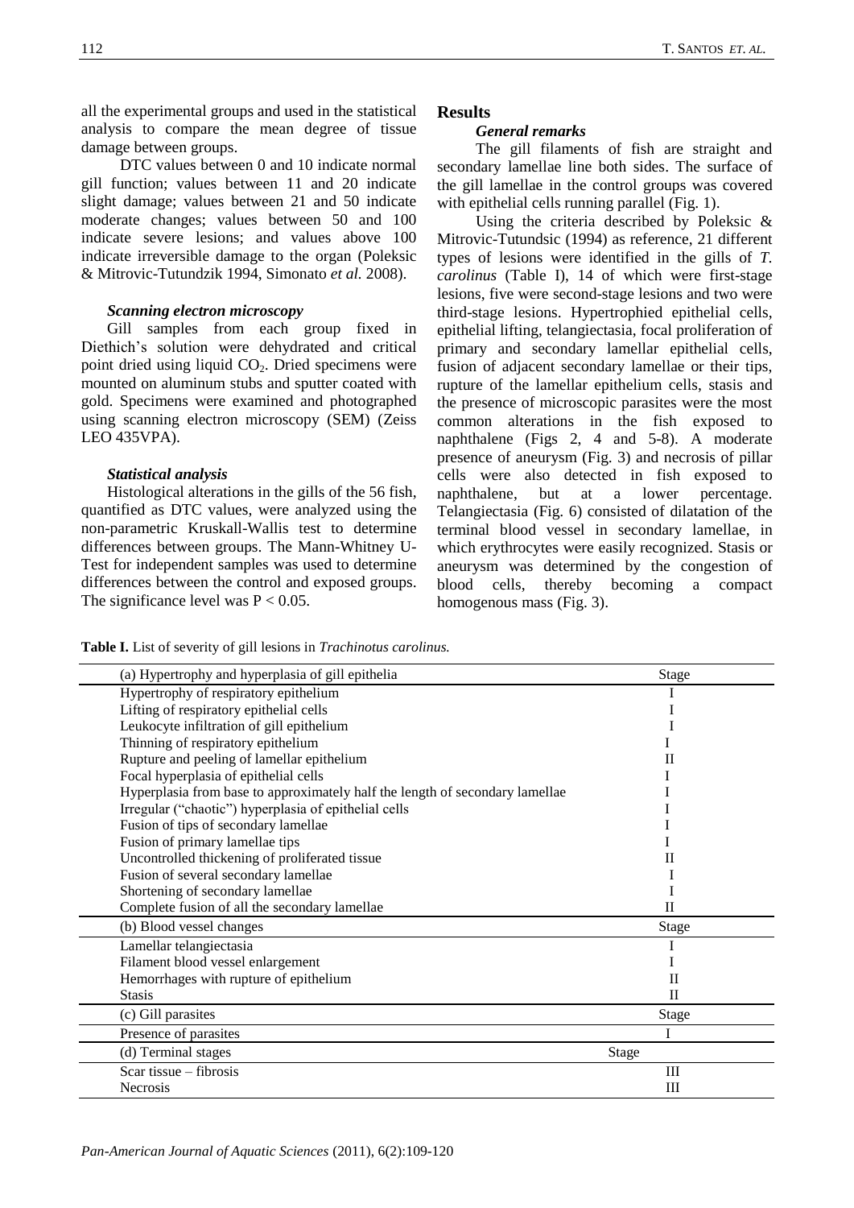all the experimental groups and used in the statistical analysis to compare the mean degree of tissue damage between groups.

DTC values between 0 and 10 indicate normal gill function; values between 11 and 20 indicate slight damage; values between 21 and 50 indicate moderate changes; values between 50 and 100 indicate severe lesions; and values above 100 indicate irreversible damage to the organ (Poleksic & Mitrovic-Tutundzik 1994, Simonato *et al.* 2008).

### *Scanning electron microscopy*

Gill samples from each group fixed in Diethich's solution were dehydrated and critical point dried using liquid $CO_2$. Dried specimens were mounted on aluminum stubs and sputter coated with gold. Specimens were examined and photographed using scanning electron microscopy (SEM) (Zeiss LEO 435VPA).

### *Statistical analysis*

Histological alterations in the gills of the 56 fish, quantified as DTC values, were analyzed using the non-parametric Kruskall-Wallis test to determine differences between groups. The Mann-Whitney U-Test for independent samples was used to determine differences between the control and exposed groups. The significance level was $P < 0.05$.

## Results

### *General remarks*

The gill filaments of fish are straight and secondary lamellae line both sides. The surface of the gill lamellae in the control groups was covered with epithelial cells running parallel (Fig. 1).

Using the criteria described by Poleksic & Mitrovic-Tutundsic (1994) as reference, 21 different types of lesions were identified in the gills of *T. carolinus* (Table I), 14 of which were first-stage lesions, five were second-stage lesions and two were third-stage lesions. Hypertrophied epithelial cells, epithelial lifting, telangiectasia, focal proliferation of primary and secondary lamellar epithelial cells, fusion of adjacent secondary lamellae or their tips, rupture of the lamellar epithelium cells, stasis and the presence of microscopic parasites were the most common alterations in the fish exposed to naphthalene (Figs 2, 4 and 5-8). A moderate presence of aneurysm (Fig. 3) and necrosis of pillar cells were also detected in fish exposed to naphthalene, but at a lower percentage. Telangiectasia (Fig. 6) consisted of dilatation of the terminal blood vessel in secondary lamellae, in which erythrocytes were easily recognized. Stasis or aneurysm was determined by the congestion of blood cells, thereby becoming a compact homogenous mass (Fig. 3).

**Table I.** List of severity of gill lesions in *Trachinotus carolinus.*

| (a) Hypertrophy and hyperplasia of gill epithelia | Stage |
|---|---|
| Hypertrophy of respiratory epithelium | I |
| Lifting of respiratory epithelial cells | I |
| Leukocyte infiltration of gill epithelium | I |
| Thinning of respiratory epithelium | I |
| Rupture and peeling of lamellar epithelium | II |
| Focal hyperplasia of epithelial cells | I |
| Hyperplasia from base to approximately half the length of secondary lamellae | I |
| Irregular ("chaotic") hyperplasia of epithelial cells | I |
| Fusion of tips of secondary lamellae | I |
| Fusion of primary lamellae tips | I |
| Uncontrolled thickening of proliferated tissue | II |
| Fusion of several secondary lamellae | I |
| Shortening of secondary lamellae | I |
| Complete fusion of all the secondary lamellae | II |
| **(b) Blood vessel changes** | **Stage** |
| Lamellar telangiectasia | I |
| Filament blood vessel enlargement | I |
| Hemorrhages with rupture of epithelium | II |
| Stasis | II |
| **(c) Gill parasites** | **Stage** |
| Presence of parasites | I |
| **(d) Terminal stages** | **Stage** |
| Scar tissue – fibrosis | III |
| Necrosis | III |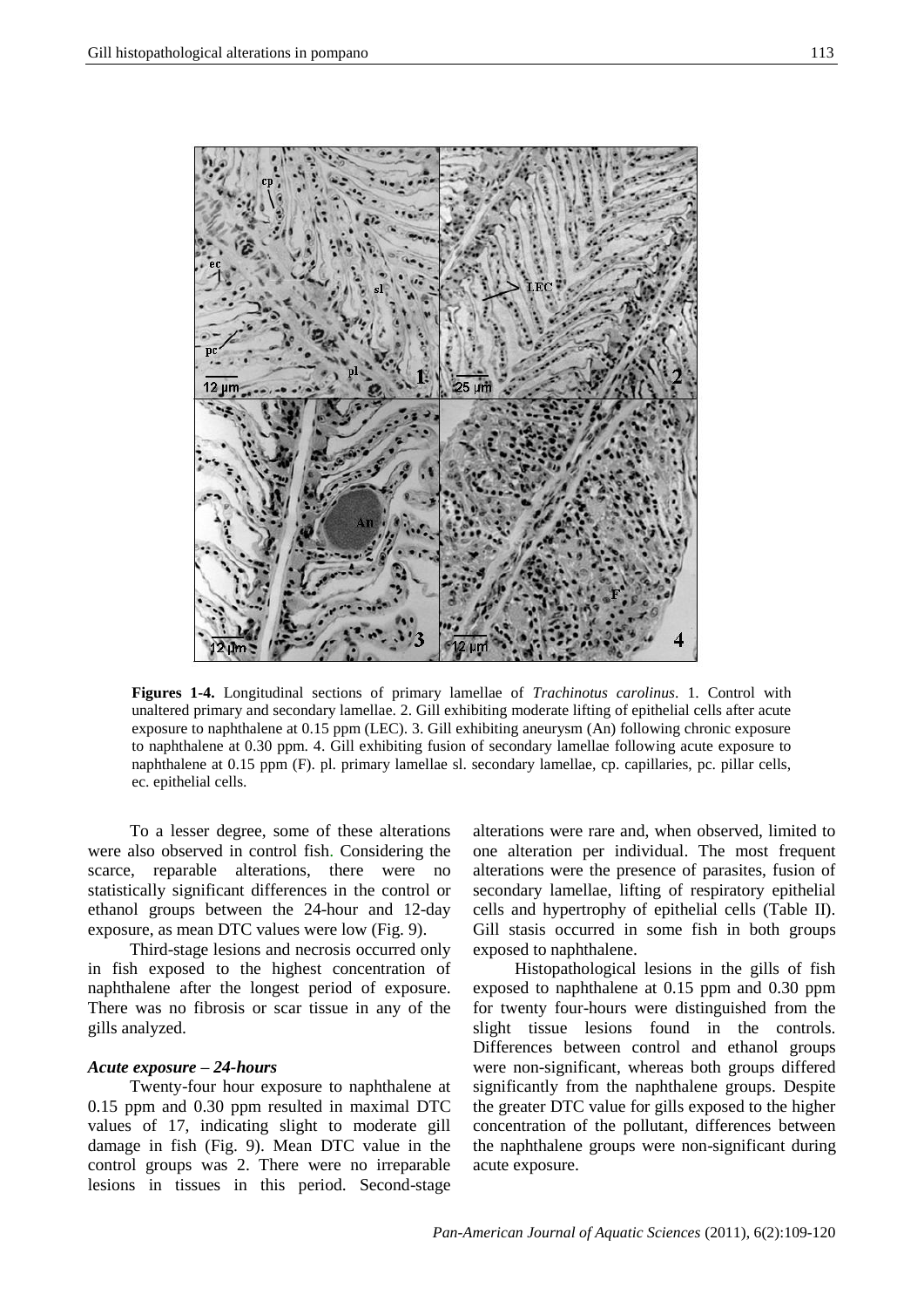**Figures 1-4.** Longitudinal sections of primary lamellae of *Trachinotus carolinus*. 1. Control with unaltered primary and secondary lamellae. 2. Gill exhibiting moderate lifting of epithelial cells after acute exposure to naphthalene at 0.15 ppm (LEC). 3. Gill exhibiting aneurysm (An) following chronic exposure to naphthalene at 0.30 ppm. 4. Gill exhibiting fusion of secondary lamellae following acute exposure to naphthalene at 0.15 ppm (F). pl. primary lamellae sl. secondary lamellae, cp. capillaries, pc. pillar cells, ec. epithelial cells.

To a lesser degree, some of these alterations were also observed in control fish. Considering the scarce, reparable alterations, there were no statistically significant differences in the control or ethanol groups between the 24-hour and 12-day exposure, as mean DTC values were low (Fig. 9).

Third-stage lesions and necrosis occurred only in fish exposed to the highest concentration of naphthalene after the longest period of exposure. There was no fibrosis or scar tissue in any of the gills analyzed.

### *Acute exposure – 24-hours*

Twenty-four hour exposure to naphthalene at 0.15 ppm and 0.30 ppm resulted in maximal DTC values of 17, indicating slight to moderate gill damage in fish (Fig. 9). Mean DTC value in the control groups was 2. There were no irreparable lesions in tissues in this period. Second-stage alterations were rare and, when observed, limited to one alteration per individual. The most frequent alterations were the presence of parasites, fusion of secondary lamellae, lifting of respiratory epithelial cells and hypertrophy of epithelial cells (Table II). Gill stasis occurred in some fish in both groups exposed to naphthalene.

Histopathological lesions in the gills of fish exposed to naphthalene at 0.15 ppm and 0.30 ppm for twenty four-hours were distinguished from the slight tissue lesions found in the controls. Differences between control and ethanol groups were non-significant, whereas both groups differed significantly from the naphthalene groups. Despite the greater DTC value for gills exposed to the higher concentration of the pollutant, differences between the naphthalene groups were non-significant during acute exposure.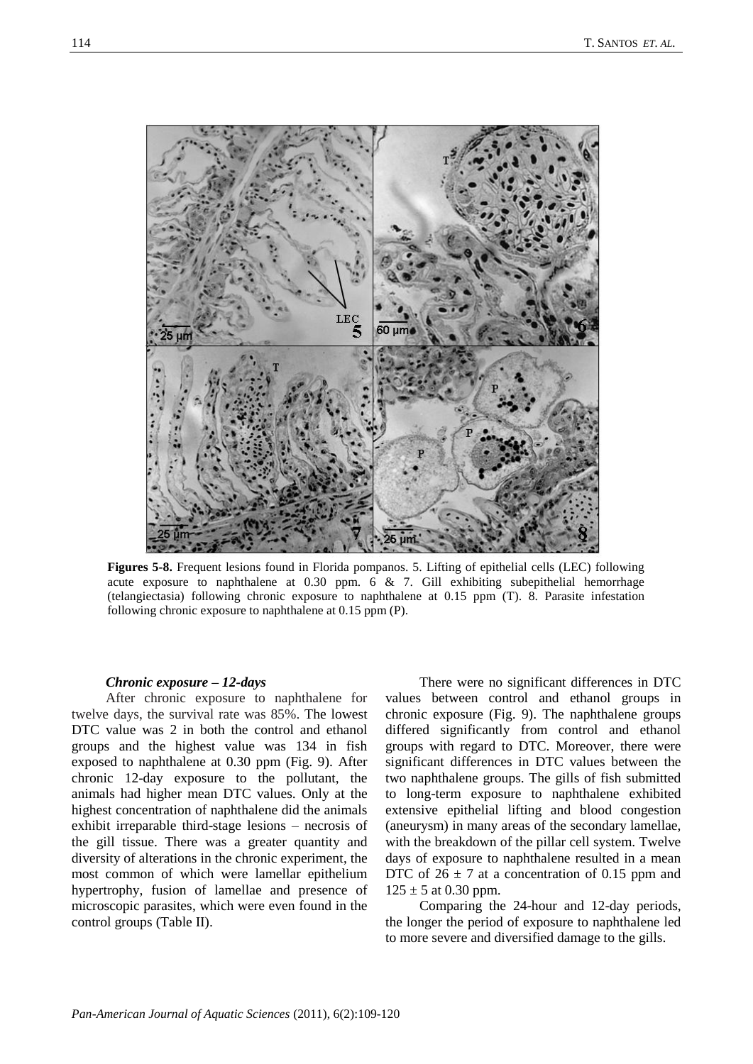**Figures 5-8.** Frequent lesions found in Florida pompanos. 5. Lifting of epithelial cells (LEC) following acute exposure to naphthalene at 0.30 ppm. 6 & 7. Gill exhibiting subepithelial hemorrhage (telangiectasia) following chronic exposure to naphthalene at 0.15 ppm (T). 8. Parasite infestation following chronic exposure to naphthalene at 0.15 ppm (P).

### *Chronic exposure – 12-days*

After chronic exposure to naphthalene for twelve days, the survival rate was 85%. The lowest DTC value was 2 in both the control and ethanol groups and the highest value was 134 in fish exposed to naphthalene at 0.30 ppm (Fig. 9). After chronic 12-day exposure to the pollutant, the animals had higher mean DTC values. Only at the highest concentration of naphthalene did the animals exhibit irreparable third-stage lesions – necrosis of the gill tissue. There was a greater quantity and diversity of alterations in the chronic experiment, the most common of which were lamellar epithelium hypertrophy, fusion of lamellae and presence of microscopic parasites, which were even found in the control groups (Table II).

There were no significant differences in DTC values between control and ethanol groups in chronic exposure (Fig. 9). The naphthalene groups differed significantly from control and ethanol groups with regard to DTC. Moreover, there were significant differences in DTC values between the two naphthalene groups. The gills of fish submitted to long-term exposure to naphthalene exhibited extensive epithelial lifting and blood congestion (aneurysm) in many areas of the secondary lamellae, with the breakdown of the pillar cell system. Twelve days of exposure to naphthalene resulted in a mean DTC of $26 \pm 7$ at a concentration of 0.15 ppm and $125 \pm 5$ at 0.30 ppm.

Comparing the 24-hour and 12-day periods, the longer the period of exposure to naphthalene led to more severe and diversified damage to the gills.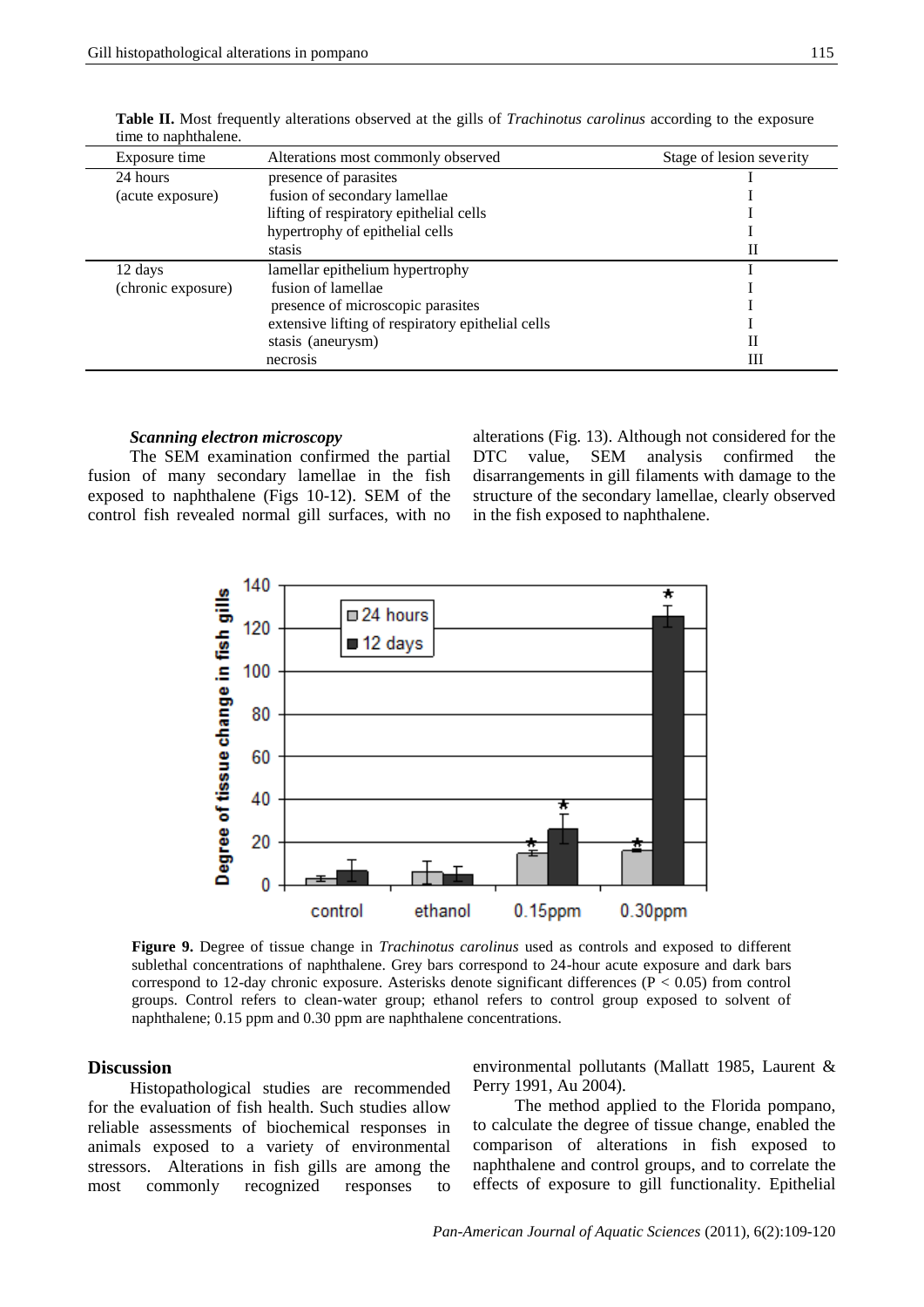**Table II.** Most frequently alterations observed at the gills of *Trachinotus carolinus* according to the exposure time to naphthalene.

| Exposure time | Alterations most commonly observed | Stage of lesion severity |
|---|---|---|
| 24 hours | presence of parasites | I |
| (acute exposure) | fusion of secondary lamellae | I |
| | lifting of respiratory epithelial cells | I |
| | hypertrophy of epithelial cells | I |
| | stasis | II |
| 12 days | lamellar epithelium hypertrophy | I |
| (chronic exposure) | fusion of lamellae | I |
| | presence of microscopic parasites | I |
| | extensive lifting of respiratory epithelial cells | I |
| | stasis (aneurysm) | II |
| | necrosis | III |

***Scanning electron microscopy***

The SEM examination confirmed the partial fusion of many secondary lamellae in the fish exposed to naphthalene (Figs 10-12). SEM of the control fish revealed normal gill surfaces, with no alterations (Fig. 13). Although not considered for the DTC value, SEM analysis confirmed the disarrangements in gill filaments with damage to the structure of the secondary lamellae, clearly observed in the fish exposed to naphthalene.

**Figure 9.** Degree of tissue change in *Trachinotus carolinus* used as controls and exposed to different sublethal concentrations of naphthalene. Grey bars correspond to 24-hour acute exposure and dark bars correspond to 12-day chronic exposure. Asterisks denote significant differences ($P < 0.05$) from control groups. Control refers to clean-water group; ethanol refers to control group exposed to solvent of naphthalene; 0.15 ppm and 0.30 ppm are naphthalene concentrations.

## Discussion

Histopathological studies are recommended for the evaluation of fish health. Such studies allow reliable assessments of biochemical responses in animals exposed to a variety of environmental stressors. Alterations in fish gills are among the most commonly recognized responses to environmental pollutants (Mallatt 1985, Laurent & Perry 1991, Au 2004).

The method applied to the Florida pompano, to calculate the degree of tissue change, enabled the comparison of alterations in fish exposed to naphthalene and control groups, and to correlate the effects of exposure to gill functionality. Epithelial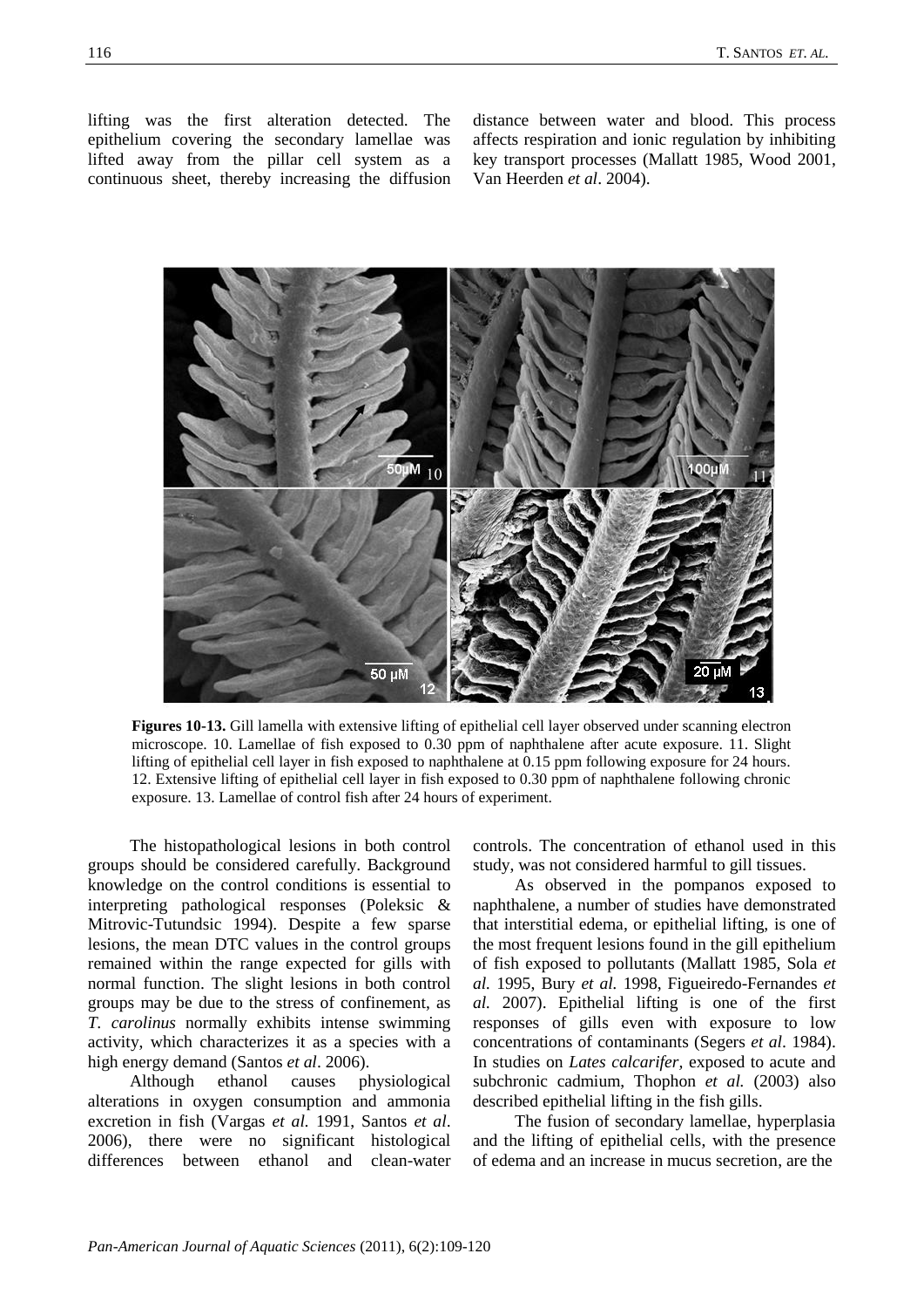lifting was the first alteration detected. The epithelium covering the secondary lamellae was lifted away from the pillar cell system as a continuous sheet, thereby increasing the diffusion distance between water and blood. This process affects respiration and ionic regulation by inhibiting key transport processes (Mallatt 1985, Wood 2001, Van Heerden *et al*. 2004).

**Figures 10-13.** Gill lamella with extensive lifting of epithelial cell layer observed under scanning electron microscope. 10. Lamellae of fish exposed to 0.30 ppm of naphthalene after acute exposure. 11. Slight lifting of epithelial cell layer in fish exposed to naphthalene at 0.15 ppm following exposure for 24 hours. 12. Extensive lifting of epithelial cell layer in fish exposed to 0.30 ppm of naphthalene following chronic exposure. 13. Lamellae of control fish after 24 hours of experiment.

The histopathological lesions in both control groups should be considered carefully. Background knowledge on the control conditions is essential to interpreting pathological responses (Poleksic & Mitrovic-Tutundsic 1994). Despite a few sparse lesions, the mean DTC values in the control groups remained within the range expected for gills with normal function. The slight lesions in both control groups may be due to the stress of confinement, as *T. carolinus* normally exhibits intense swimming activity, which characterizes it as a species with a high energy demand (Santos *et al*. 2006).

Although ethanol causes physiological alterations in oxygen consumption and ammonia excretion in fish (Vargas *et al.* 1991, Santos *et al*. 2006), there were no significant histological differences between ethanol and clean-water controls. The concentration of ethanol used in this study, was not considered harmful to gill tissues.

As observed in the pompanos exposed to naphthalene, a number of studies have demonstrated that interstitial edema, or epithelial lifting, is one of the most frequent lesions found in the gill epithelium of fish exposed to pollutants (Mallatt 1985, Sola *et al.* 1995, Bury *et al.* 1998, Figueiredo-Fernandes *et al.* 2007). Epithelial lifting is one of the first responses of gills even with exposure to low concentrations of contaminants (Segers *et al*. 1984). In studies on *Lates calcarifer,* exposed to acute and subchronic cadmium, Thophon *et al.* (2003) also described epithelial lifting in the fish gills.

The fusion of secondary lamellae, hyperplasia and the lifting of epithelial cells, with the presence of edema and an increase in mucus secretion, are the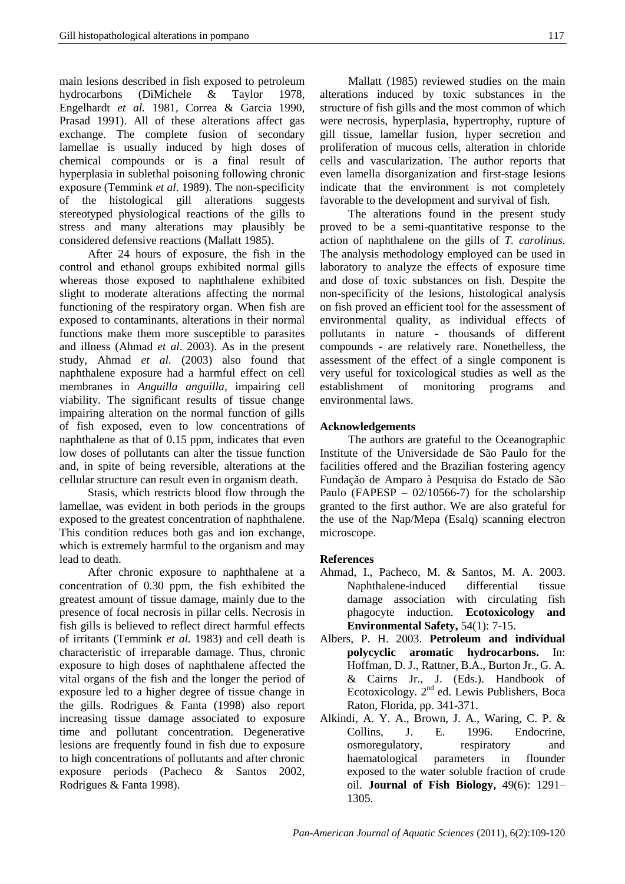main lesions described in fish exposed to petroleum hydrocarbons (DiMichele & Taylor 1978, Engelhardt *et al.* 1981, Correa & Garcia 1990, Prasad 1991). All of these alterations affect gas exchange. The complete fusion of secondary lamellae is usually induced by high doses of chemical compounds or is a final result of hyperplasia in sublethal poisoning following chronic exposure (Temmink *et al*. 1989). The non-specificity of the histological gill alterations suggests stereotyped physiological reactions of the gills to stress and many alterations may plausibly be considered defensive reactions (Mallatt 1985).

After 24 hours of exposure, the fish in the control and ethanol groups exhibited normal gills whereas those exposed to naphthalene exhibited slight to moderate alterations affecting the normal functioning of the respiratory organ. When fish are exposed to contaminants, alterations in their normal functions make them more susceptible to parasites and illness (Ahmad *et al*. 2003). As in the present study, Ahmad *et al.* (2003) also found that naphthalene exposure had a harmful effect on cell membranes in *Anguilla anguilla*, impairing cell viability. The significant results of tissue change impairing alteration on the normal function of gills of fish exposed, even to low concentrations of naphthalene as that of 0.15 ppm, indicates that even low doses of pollutants can alter the tissue function and, in spite of being reversible, alterations at the cellular structure can result even in organism death.

Stasis, which restricts blood flow through the lamellae, was evident in both periods in the groups exposed to the greatest concentration of naphthalene. This condition reduces both gas and ion exchange, which is extremely harmful to the organism and may lead to death.

After chronic exposure to naphthalene at a concentration of 0.30 ppm, the fish exhibited the greatest amount of tissue damage, mainly due to the presence of focal necrosis in pillar cells. Necrosis in fish gills is believed to reflect direct harmful effects of irritants (Temmink *et al.* 1983) and cell death is characteristic of irreparable damage. Thus, chronic exposure to high doses of naphthalene affected the vital organs of the fish and the longer the period of exposure led to a higher degree of tissue change in the gills. Rodrigues & Fanta (1998) also report increasing tissue damage associated to exposure time and pollutant concentration. Degenerative lesions are frequently found in fish due to exposure to high concentrations of pollutants and after chronic exposure periods (Pacheco & Santos 2002, Rodrigues & Fanta 1998).

Mallatt (1985) reviewed studies on the main alterations induced by toxic substances in the structure of fish gills and the most common of which were necrosis, hyperplasia, hypertrophy, rupture of gill tissue, lamellar fusion, hyper secretion and proliferation of mucous cells, alteration in chloride cells and vascularization. The author reports that even lamella disorganization and first-stage lesions indicate that the environment is not completely favorable to the development and survival of fish.

The alterations found in the present study proved to be a semi-quantitative response to the action of naphthalene on the gills of *T. carolinus.* The analysis methodology employed can be used in laboratory to analyze the effects of exposure time and dose of toxic substances on fish. Despite the non-specificity of the lesions, histological analysis on fish proved an efficient tool for the assessment of environmental quality, as individual effects of pollutants in nature - thousands of different compounds - are relatively rare. Nonethelless, the assessment of the effect of a single component is very useful for toxicological studies as well as the establishment of monitoring programs and environmental laws.

## Acknowledgements

The authors are grateful to the Oceanographic Institute of the Universidade de São Paulo for the facilities offered and the Brazilian fostering agency Fundação de Amparo à Pesquisa do Estado de São Paulo (FAPESP – 02/10566-7) for the scholarship granted to the first author. We are also grateful for the use of the Nap/Mepa (Esalq) scanning electron microscope.

## References

Ahmad, I., Pacheco, M. & Santos, M. A. 2003. Naphthalene-induced differential tissue damage association with circulating fish phagocyte induction. **Ecotoxicology and Environmental Safety,** 54(1): 7-15.

Albers, P. H. 2003. **Petroleum and individual polycyclic aromatic hydrocarbons.** In: Hoffman, D. J., Rattner, B.A., Burton Jr., G. A. & Cairns Jr., J. (Eds.). Handbook of Ecotoxicology. 2nd ed. Lewis Publishers, Boca Raton, Florida, pp. 341-371.

Alkindi, A. Y. A., Brown, J. A., Waring, C. P. & Collins, J. E. 1996. Endocrine, osmoregulatory, respiratory and haematological parameters in flounder exposed to the water soluble fraction of crude oil. **Journal of Fish Biology,** 49(6): 1291–1305.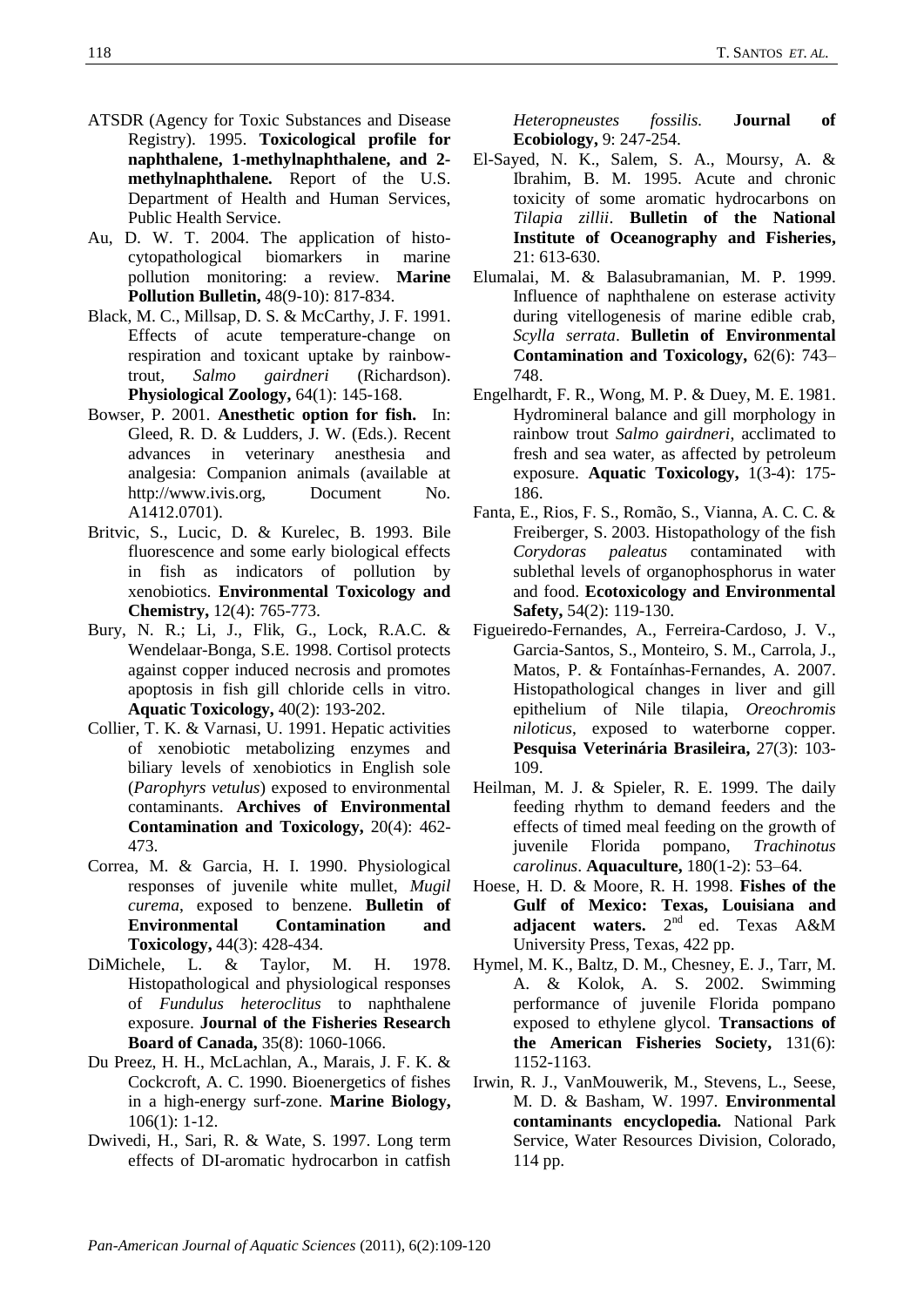ATSDR (Agency for Toxic Substances and Disease Registry). 1995. **Toxicological profile for naphthalene, 1-methylnaphthalene, and 2-methylnaphthalene.** Report of the U.S. Department of Health and Human Services, Public Health Service.

Au, D. W. T. 2004. The application of histo-cytopathological biomarkers in marine pollution monitoring: a review. **Marine Pollution Bulletin,** 48(9-10): 817-834.

Black, M. C., Millsap, D. S. & McCarthy, J. F. 1991. Effects of acute temperature-change on respiration and toxicant uptake by rainbow-trout, *Salmo gairdneri* (Richardson). **Physiological Zoology,** 64(1): 145-168.

Bowser, P. 2001. **Anesthetic option for fish.** In: Gleed, R. D. & Ludders, J. W. (Eds.). Recent advances in veterinary anesthesia and analgesia: Companion animals (available at http://www.ivis.org, Document No. A1412.0701).

Britvic, S., Lucic, D. & Kurelec, B. 1993. Bile fluorescence and some early biological effects in fish as indicators of pollution by xenobiotics. **Environmental Toxicology and Chemistry,** 12(4): 765-773.

Bury, N. R.; Li, J., Flik, G., Lock, R.A.C. & Wendelaar-Bonga, S.E. 1998. Cortisol protects against copper induced necrosis and promotes apoptosis in fish gill chloride cells in vitro. **Aquatic Toxicology,** 40(2): 193-202.

Collier, T. K. & Varnasi, U. 1991. Hepatic activities of xenobiotic metabolizing enzymes and biliary levels of xenobiotics in English sole (*Parophyrs vetulus*) exposed to environmental contaminants. **Archives of Environmental Contamination and Toxicology,** 20(4): 462-473.

Correa, M. & Garcia, H. I. 1990. Physiological responses of juvenile white mullet, *Mugil curema*, exposed to benzene. **Bulletin of Environmental Contamination and Toxicology,** 44(3): 428-434.

DiMichele, L. & Taylor, M. H. 1978. Histopathological and physiological responses of *Fundulus heteroclitus* to naphthalene exposure. **Journal of the Fisheries Research Board of Canada,** 35(8): 1060-1066.

Du Preez, H. H., McLachlan, A., Marais, J. F. K. & Cockcroft, A. C. 1990. Bioenergetics of fishes in a high-energy surf-zone. **Marine Biology,** 106(1): 1-12.

Dwivedi, H., Sari, R. & Wate, S. 1997. Long term effects of DI-aromatic hydrocarbon in catfish *Heteropneustes fossilis.* **Journal of Ecobiology,** 9: 247-254.

El-Sayed, N. K., Salem, S. A., Moursy, A. & Ibrahim, B. M. 1995. Acute and chronic toxicity of some aromatic hydrocarbons on *Tilapia zillii*. **Bulletin of the National Institute of Oceanography and Fisheries,** 21: 613-630.

Elumalai, M. & Balasubramanian, M. P. 1999. Influence of naphthalene on esterase activity during vitellogenesis of marine edible crab, *Scylla serrata*. **Bulletin of Environmental Contamination and Toxicology,** 62(6): 743–748.

Engelhardt, F. R., Wong, M. P. & Duey, M. E. 1981. Hydromineral balance and gill morphology in rainbow trout *Salmo gairdneri*, acclimated to fresh and sea water, as affected by petroleum exposure. **Aquatic Toxicology,** 1(3-4): 175-186.

Fanta, E., Rios, F. S., Romão, S., Vianna, A. C. C. & Freiberger, S. 2003. Histopathology of the fish *Corydoras paleatus* contaminated with sublethal levels of organophosphorus in water and food. **Ecotoxicology and Environmental Safety,** 54(2): 119-130.

Figueiredo-Fernandes, A., Ferreira-Cardoso, J. V., Garcia-Santos, S., Monteiro, S. M., Carrola, J., Matos, P. & Fontaínhas-Fernandes, A. 2007. Histopathological changes in liver and gill epithelium of Nile tilapia, *Oreochromis niloticus*, exposed to waterborne copper. **Pesquisa Veterinária Brasileira,** 27(3): 103-109.

Heilman, M. J. & Spieler, R. E. 1999. The daily feeding rhythm to demand feeders and the effects of timed meal feeding on the growth of juvenile Florida pompano, *Trachinotus carolinus*. **Aquaculture,** 180(1-2): 53–64.

Hoese, H. D. & Moore, R. H. 1998. **Fishes of the Gulf of Mexico: Texas, Louisiana and adjacent waters.** 2nd ed. Texas A&M University Press, Texas, 422 pp.

Hymel, M. K., Baltz, D. M., Chesney, E. J., Tarr, M. A. & Kolok, A. S. 2002. Swimming performance of juvenile Florida pompano exposed to ethylene glycol. **Transactions of the American Fisheries Society,** 131(6): 1152-1163.

Irwin, R. J., VanMouwerik, M., Stevens, L., Seese, M. D. & Basham, W. 1997. **Environmental contaminants encyclopedia.** National Park Service, Water Resources Division, Colorado, 114 pp.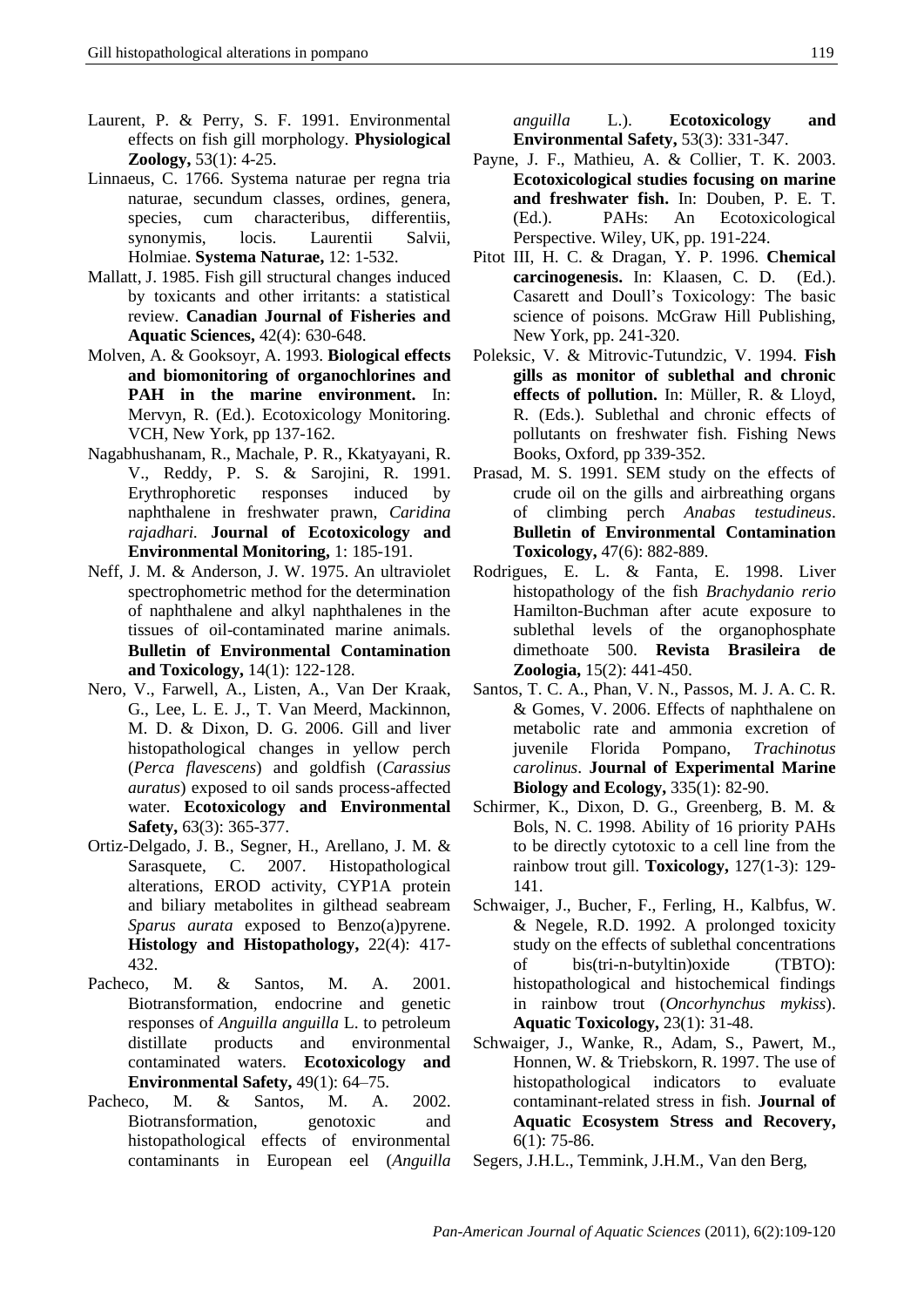Laurent, P. & Perry, S. F. 1991. Environmental effects on fish gill morphology. **Physiological Zoology,** 53(1): 4-25.

Linnaeus, C. 1766. Systema naturae per regna tria naturae, secundum classes, ordines, genera, species, cum characteribus, differentiis, synonymis, locis. Laurentii Salvii, Holmiae. **Systema Naturae,** 12: 1-532.

Mallatt, J. 1985. Fish gill structural changes induced by toxicants and other irritants: a statistical review. **Canadian Journal of Fisheries and Aquatic Sciences,** 42(4): 630-648.

Molven, A. & Gooksoyr, A. 1993. **Biological effects and biomonitoring of organochlorines and PAH in the marine environment.** In: Mervyn, R. (Ed.). Ecotoxicology Monitoring. VCH, New York, pp 137-162.

Nagabhushanam, R., Machale, P. R., Kkatyayani, R. V., Reddy, P. S. & Sarojini, R. 1991. Erythrophoretic responses induced by naphthalene in freshwater prawn, *Caridina rajadhari.* **Journal of Ecotoxicology and Environmental Monitoring,** 1: 185-191.

Neff, J. M. & Anderson, J. W. 1975. An ultraviolet spectrophotometric method for the determination of naphthalene and alkyl naphthalenes in the tissues of oil-contaminated marine animals. **Bulletin of Environmental Contamination and Toxicology,** 14(1): 122-128.

Nero, V., Farwell, A., Listen, A., Van Der Kraak, G., Lee, L. E. J., T. Van Meerd, Mackinnon, M. D. & Dixon, D. G. 2006. Gill and liver histopathological changes in yellow perch (*Perca flavescens*) and goldfish (*Carassius auratus*) exposed to oil sands process-affected water. **Ecotoxicology and Environmental Safety,** 63(3): 365-377.

Ortiz-Delgado, J. B., Segner, H., Arellano, J. M. & Sarasquete, C. 2007. Histopathological alterations, EROD activity, CYP1A protein and biliary metabolites in gilthead seabream *Sparus aurata* exposed to Benzo(a)pyrene. **Histology and Histopathology,** 22(4): 417-432.

Pacheco, M. & Santos, M. A. 2001. Biotransformation, endocrine and genetic responses of *Anguilla anguilla* L. to petroleum distillate products and environmental contaminated waters. **Ecotoxicology and Environmental Safety,** 49(1): 64–75.

Pacheco, M. & Santos, M. A. 2002. Biotransformation, genotoxic and histopathological effects of environmental contaminants in European eel (*Anguilla anguilla* L.). **Ecotoxicology and Environmental Safety,** 53(3): 331-347.

Payne, J. F., Mathieu, A. & Collier, T. K. 2003. **Ecotoxicological studies focusing on marine and freshwater fish.** In: Douben, P. E. T. (Ed.). PAHs: An Ecotoxicological Perspective. Wiley, UK, pp. 191-224.

Pitot III, H. C. & Dragan, Y. P. 1996. **Chemical carcinogenesis.** In: Klaasen, C. D. (Ed.). Casarett and Doull's Toxicology: The basic science of poisons. McGraw Hill Publishing, New York, pp. 241-320.

Poleksic, V. & Mitrovic-Tutundzic, V. 1994. **Fish gills as monitor of sublethal and chronic effects of pollution.** In: Müller, R. & Lloyd, R. (Eds.). Sublethal and chronic effects of pollutants on freshwater fish. Fishing News Books, Oxford, pp 339-352.

Prasad, M. S. 1991. SEM study on the effects of crude oil on the gills and airbreathing organs of climbing perch *Anabas testudineus*. **Bulletin of Environmental Contamination Toxicology,** 47(6): 882-889.

Rodrigues, E. L. & Fanta, E. 1998. Liver histopathology of the fish *Brachydanio rerio* Hamilton-Buchman after acute exposure to sublethal levels of the organophosphate dimethoate 500. **Revista Brasileira de Zoologia,** 15(2): 441-450.

Santos, T. C. A., Phan, V. N., Passos, M. J. A. C. R. & Gomes, V. 2006. Effects of naphthalene on metabolic rate and ammonia excretion of juvenile Florida Pompano, *Trachinotus carolinus*. **Journal of Experimental Marine Biology and Ecology,** 335(1): 82-90.

Schirmer, K., Dixon, D. G., Greenberg, B. M. & Bols, N. C. 1998. Ability of 16 priority PAHs to be directly cytotoxic to a cell line from the rainbow trout gill. **Toxicology,** 127(1-3): 129-141.

Schwaiger, J., Bucher, F., Ferling, H., Kalbfus, W. & Negele, R.D. 1992. A prolonged toxicity study on the effects of sublethal concentrations of bis(tri-n-butyltin)oxide (TBTO): histopathological and histochemical findings in rainbow trout (*Oncorhynchus mykiss*). **Aquatic Toxicology,** 23(1): 31-48.

Schwaiger, J., Wanke, R., Adam, S., Pawert, M., Honnen, W. & Triebskorn, R. 1997. The use of histopathological indicators to evaluate contaminant-related stress in fish. **Journal of Aquatic Ecosystem Stress and Recovery,** 6(1): 75-86.

Segers, J.H.L., Temmink, J.H.M., Van den Berg,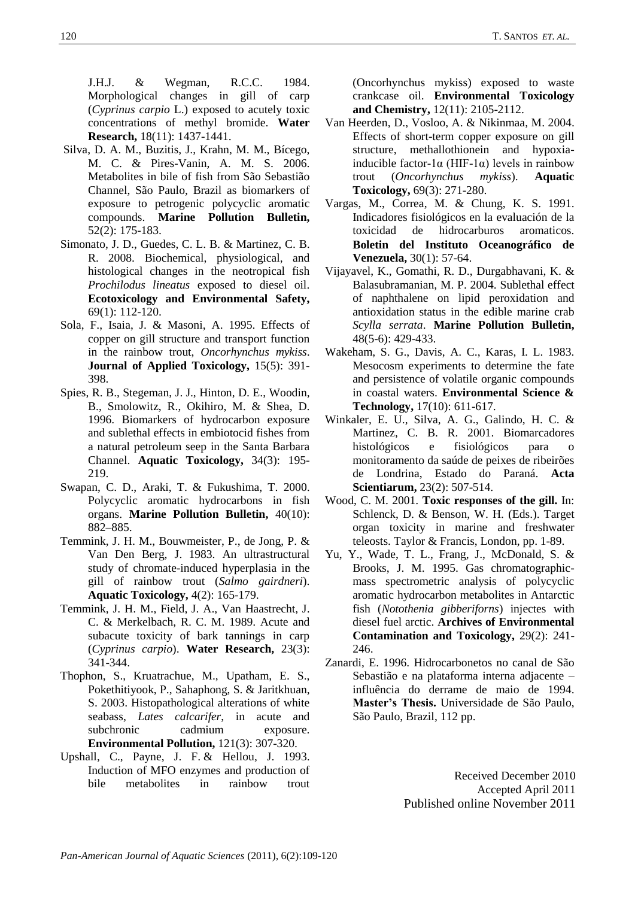J.H.J. & Wegman, R.C.C. 1984. Morphological changes in gill of carp (*Cyprinus carpio* L.) exposed to acutely toxic concentrations of methyl bromide. **Water Research,** 18(11): 1437-1441.

Silva, D. A. M., Buzitis, J., Krahn, M. M., Bícego, M. C. & Pires-Vanin, A. M. S. 2006. Metabolites in bile of fish from São Sebastião Channel, São Paulo, Brazil as biomarkers of exposure to petrogenic polycyclic aromatic compounds. **Marine Pollution Bulletin,** 52(2): 175-183.

Simonato, J. D., Guedes, C. L. B. & Martinez, C. B. R. 2008. Biochemical, physiological, and histological changes in the neotropical fish *Prochilodus lineatus* exposed to diesel oil. **Ecotoxicology and Environmental Safety,** 69(1): 112-120.

Sola, F., Isaia, J. & Masoni, A. 1995. Effects of copper on gill structure and transport function in the rainbow trout, *Oncorhynchus mykiss*. **Journal of Applied Toxicology,** 15(5): 391-398.

Spies, R. B., Stegeman, J. J., Hinton, D. E., Woodin, B., Smolowitz, R., Okihiro, M. & Shea, D. 1996. Biomarkers of hydrocarbon exposure and sublethal effects in embiotocid fishes from a natural petroleum seep in the Santa Barbara Channel. **Aquatic Toxicology,** 34(3): 195-219.

Swapan, C. D., Araki, T. & Fukushima, T. 2000. Polycyclic aromatic hydrocarbons in fish organs. **Marine Pollution Bulletin,** 40(10): 882–885.

Temmink, J. H. M., Bouwmeister, P., de Jong, P. & Van Den Berg, J. 1983. An ultrastructural study of chromate-induced hyperplasia in the gill of rainbow trout (*Salmo gairdneri*). **Aquatic Toxicology,** 4(2): 165-179.

Temmink, J. H. M., Field, J. A., Van Haastrecht, J. C. & Merkelbach, R. C. M. 1989. Acute and subacute toxicity of bark tannings in carp (*Cyprinus carpio*). **Water Research,** 23(3): 341-344.

Thophon, S., Kruatrachue, M., Upatham, E. S., Pokethitiyook, P., Sahaphong, S. & Jaritkhuan, S. 2003. Histopathological alterations of white seabass, *Lates calcarifer*, in acute and subchronic cadmium exposure. **Environmental Pollution,** 121(3): 307-320.

Upshall, C., Payne, J. F. & Hellou, J. 1993. Induction of MFO enzymes and production of bile metabolites in rainbow trout (Oncorhynchus mykiss) exposed to waste crankcase oil. **Environmental Toxicology and Chemistry,** 12(11): 2105-2112.

Van Heerden, D., Vosloo, A. & Nikinmaa, M. 2004. Effects of short-term copper exposure on gill structure, methallothionein and hypoxia-inducible factor-1α (HIF-1α) levels in rainbow trout (*Oncorhynchus mykiss*). **Aquatic Toxicology,** 69(3): 271-280.

Vargas, M., Correa, M. & Chung, K. S. 1991. Indicadores fisiológicos en la evaluación de la toxicidad de hidrocarburos aromaticos. **Boletin del Instituto Oceanográfico de Venezuela,** 30(1): 57-64.

Vijayavel, K., Gomathi, R. D., Durgabhavani, K. & Balasubramanian, M. P. 2004. Sublethal effect of naphthalene on lipid peroxidation and antioxidation status in the edible marine crab *Scylla serrata*. **Marine Pollution Bulletin,** 48(5-6): 429-433.

Wakeham, S. G., Davis, A. C., Karas, I. L. 1983. Mesocosm experiments to determine the fate and persistence of volatile organic compounds in coastal waters. **Environmental Science & Technology,** 17(10): 611-617.

Winkaler, E. U., Silva, A. G., Galindo, H. C. & Martinez, C. B. R. 2001. Biomarcadores histológicos e fisiológicos para o monitoramento da saúde de peixes de ribeirões de Londrina, Estado do Paraná. **Acta Scientiarum,** 23(2): 507-514.

Wood, C. M. 2001. **Toxic responses of the gill.** In: Schlenck, D. & Benson, W. H. (Eds.). Target organ toxicity in marine and freshwater teleosts. Taylor & Francis, London, pp. 1-89.

Yu, Y., Wade, T. L., Frang, J., McDonald, S. & Brooks, J. M. 1995. Gas chromatographic-mass spectrometric analysis of polycyclic aromatic hydrocarbon metabolites in Antarctic fish (*Notothenia gibberiforns*) injectes with diesel fuel arctic. **Archives of Environmental Contamination and Toxicology,** 29(2): 241-246.

Zanardi, E. 1996. Hidrocarbonetos no canal de São Sebastião e na plataforma interna adjacente – influência do derrame de maio de 1994. **Master's Thesis.** Universidade de São Paulo, São Paulo, Brazil, 112 pp.

Received December 2010
Accepted April 2011
Published online November 2011